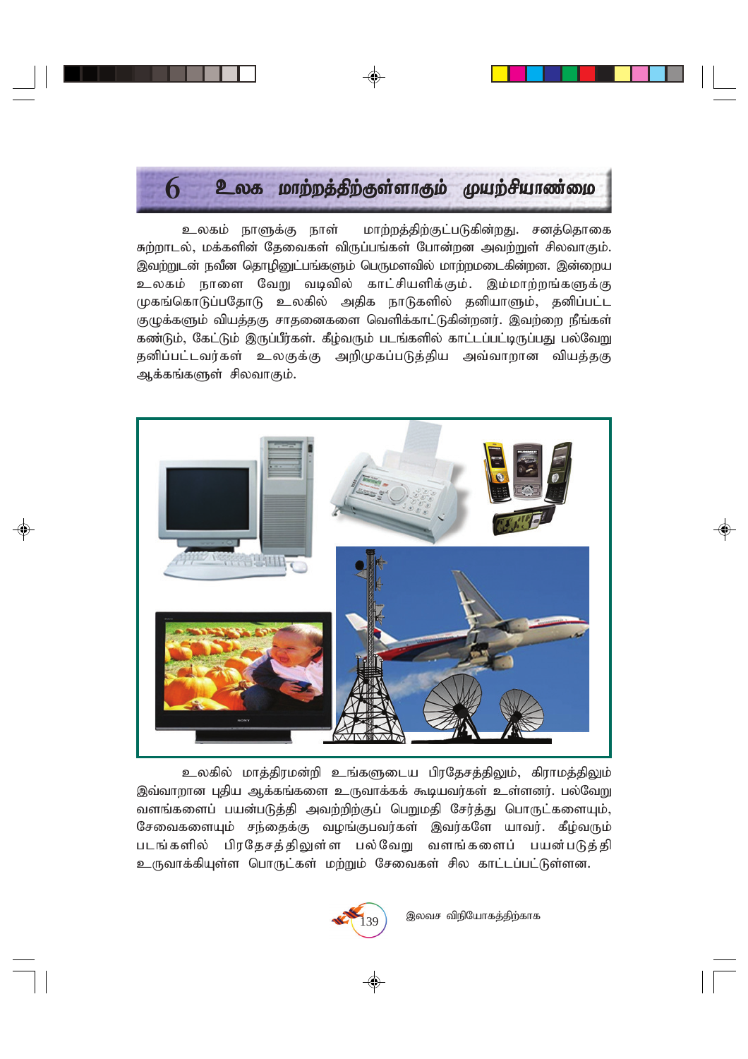# 6 உலக மாற்றத்திற்குள்ளாகும் முயற்சியாண்மை

உலகம் நாளுக்கு நாள் மாற்றத்திற்குட்படுகின்றது. சனத்தொகை சுற்றாடல், மக்களின் தேவைகள் விருப்பங்கள் போன்றன அவற்றுள் சிலவாகும். இவற்றுடன் நவீன தொழினுட்பங்களும் பெருமளவில் மாற்றமடைகின்றன. இன்றைய உலகம் நாளை வேறு வடிவில் காட்சியளிக்கும். இம்மாற்றங்களுக்கு முகங்கொடுப்பதோடு உலகில் அதிக நாடுகளில் தனியாளும், தனிப்பட்ட குழுக்களும் வியத்தகு சாதனைகளை வெளிக்காட்டுகின்றனர். இவற்றை நீங்கள் கண்டும், கேட்டும் இருப்பீர்கள். கீழ்வரும் படங்களில் காட்டப்பட்டிருப்பது பல்வேறு தனிப்பட்டவர்கள் உலகுக்கு அறிமுகப்படுத்திய அவ்வாறான வியத்தகு ஆக்கங்களுள் சிலவாகும்.

உலகில் மாத்திரமன்றி உங்களுடைய பிரதேசத்திலும், கிராமத்திலும் இவ்வாறான புதிய ஆக்கங்களை உருவாக்கக் கூடியவர்கள் உள்ளனர். பல்வேறு வளங்களைப் பயன்படுத்தி அவற்றிற்குப் பெறுமதி சேர்த்து பொருட்களையும், சேவைகளையும் சந்தைக்கு வழங்குபவர்கள் இவர்களே யாவர். கீழ்வரும் படங்களில் பிரதேசத்திலுள்ள பல்வேறு வளங்களைப் பயன்படுத்தி உருவாக்கியுள்ள பொருட்கள் மற்றும் சேவைகள் சில காட்டப்பட்டுள்ளன.

இலவச விநியோகத்திற்காக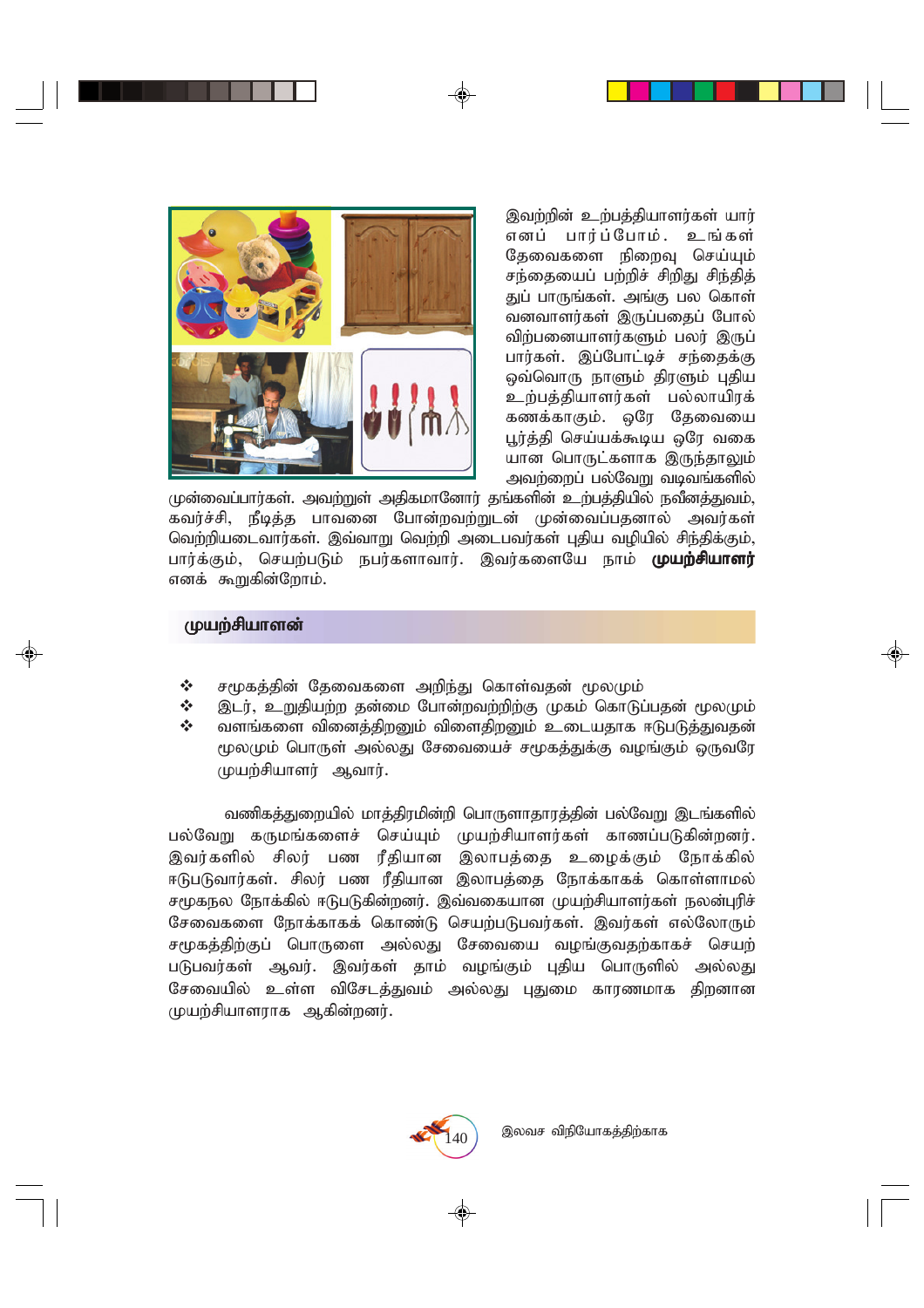இவற்றின் உற்பத்தியாளர்கள் யார் எனப் பார்ப்போம். உங்கள் தேவைகளை நிறைவு செய்யும் சந்தையைப் பற்றிச் சிறிது சிந்தித்துப் பாருங்கள். அங்கு பல கொள்வனவாளர்கள் இருப்பதைப் போல் விற்பனையாளர்களும் பலர் இருப்பார்கள். இப்போட்டிச் சந்தைக்கு ஒவ்வொரு நாளும் திரளும் புதிய உற்பத்தியாளர்கள் பல்லாயிரக் கணக்காகும். ஒரே தேவையை பூர்த்தி செய்யக்கூடிய ஒரே வகையான பொருட்களாக இருந்தாலும் அவற்றைப் பல்வேறு வடிவங்களில் முன்வைப்பார்கள். அவற்றுள் அதிகமானோர் தங்களின் உற்பத்தியில் நவீனத்துவம், கவர்ச்சி, நீடித்த பாவனை போன்றவற்றுடன் முன்வைப்பதனால் அவர்கள் வெற்றியடைவார்கள். இவ்வாறு வெற்றி அடைபவர்கள் புதிய வழியில் சிந்திக்கும், பார்க்கும், செயற்படும் நபர்களாவார். இவர்களையே நாம் **முயற்சியாளர்** எனக் கூறுகின்றோம்.

## முயற்சியாளன்

- சமூகத்தின் தேவைகளை அறிந்து கொள்வதன் மூலமும்
- இடர், உறுதியற்ற தன்மை போன்றவற்றிற்கு முகம் கொடுப்பதன் மூலமும்
- வளங்களை வினைத்திறனும் விளைதிறனும் உடையதாக ஈடுபடுத்துவதன் மூலமும் பொருள் அல்லது சேவையைச் சமூகத்துக்கு வழங்கும் ஒருவரே முயற்சியாளர் ஆவார்.

வணிகத்துறையில் மாத்திரமின்றி பொருளாதாரத்தின் பல்வேறு இடங்களில் பல்வேறு கருமங்களைச் செய்யும் முயற்சியாளர்கள் காணப்படுகின்றனர். இவர்களில் சிலர் பண ரீதியான இலாபத்தை உழைக்கும் நோக்கில் ஈடுபடுவார்கள். சிலர் பண ரீதியான இலாபத்தை நோக்காகக் கொள்ளாமல் சமூகநல நோக்கில் ஈடுபடுகின்றனர். இவ்வகையான முயற்சியாளர்கள் நலன்புரிச் சேவைகளை நோக்காகக் கொண்டு செயற்படுபவர்கள். இவர்கள் எல்லோரும் சமூகத்திற்குப் பொருளை அல்லது சேவையை வழங்குவதற்காகச் செயற்படுபவர்கள் ஆவர். இவர்கள் தாம் வழங்கும் புதிய பொருளில் அல்லது சேவையில் உள்ள விசேடத்துவம் அல்லது புதுமை காரணமாக திறனான முயற்சியாளராக ஆகின்றனர்.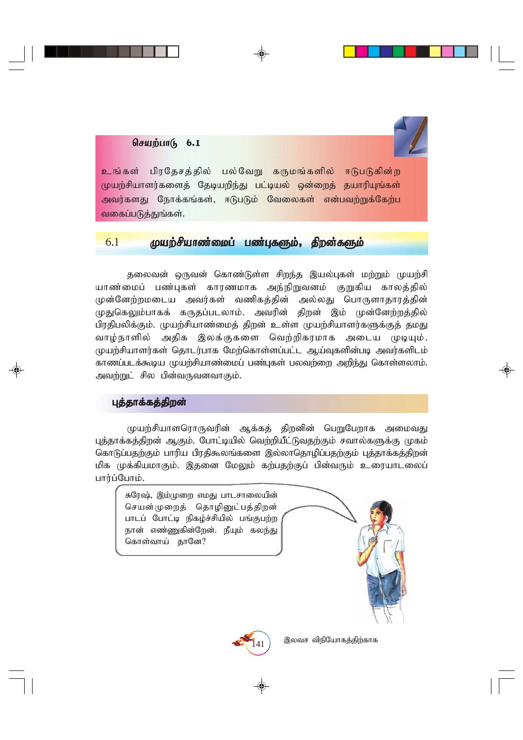**செயற்பாடு 6.1**

உங்கள் பிரதேசத்தில் பல்வேறு கருமங்களில் ஈடுபடுகின்ற முயற்சியாளர்களைத் தேடியறிந்து பட்டியல் ஒன்றைத் தயாரியுங்கள் அவர்களது நோக்கங்கள், ஈடுபடும் வேலைகள் என்பவற்றுக்கேற்ப வகைப்படுத்துங்கள்.

## 6.1 முயற்சியாண்மைப் பண்புகளும், திறன்களும்

தலைவன் ஒருவன் கொண்டுள்ள சிறந்த இயல்புகள் மற்றும் முயற்சியாண்மைப் பண்புகள் காரணமாக அந்நிறுவனம் குறுகிய காலத்தில் முன்னேற்றமடைய அவர்கள் வணிகத்தின் அல்லது பொருளாதாரத்தின் முதுகெலும்பாகக் கருதப்படலாம். அவரின் திறன் இம் முன்னேற்றத்தில் பிரதிபலிக்கும். முயற்சியாண்மைத் திறன் உள்ள முயற்சியாளர்களுக்குத் தமது வாழ்நாளில் அதிக இலக்குகளை வெற்றிகரமாக அடைய முடியும். முயற்சியாளர்கள் தொடர்பாக மேற்கொள்ளப்பட்ட ஆய்வுகளின்படி அவர்களிடம் காணப்படக்கூடிய முயற்சியாண்மைப் பண்புகள் பலவற்றை அறிந்து கொள்ளலாம். அவற்றுட் சில பின்வருவனவாகும்.

### புத்தாக்கத்திறன்

முயற்சியாளரொருவரின் ஆக்கத் திறனின் பெறுபேறாக அமைவது புத்தாக்கத்திறன் ஆகும். போட்டியில் வெற்றியீட்டுவதற்கும் சவால்களுக்கு முகம் கொடுப்பதற்கும் பாரிய பிரதிகூலங்களை இல்லாதொழிப்பதற்கும் புத்தாக்கத்திறன் மிக முக்கியமாகும். இதனை மேலும் கற்பதற்குப் பின்வரும் உரையாடலைப் பார்ப்போம்.

சுரேஷ், இம்முறை எமது பாடசாலையின் செயன்முறைத் தொழினுட்பத்திறன் பாடப் போட்டி நிகழ்ச்சியில் பங்குபற்ற நான் எண்ணுகின்றேன். நீயும் கலந்து கொள்வாய் தானே?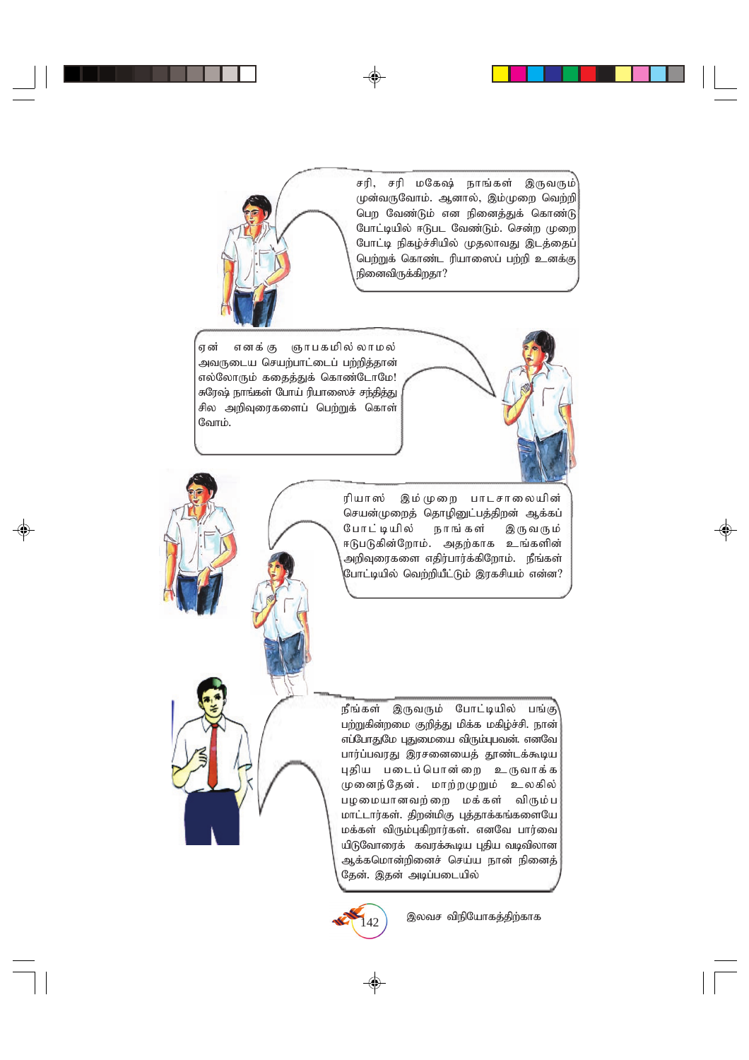சரி, சரி மகேஷ் நாங்கள் இருவரும் முன்வருவோம். ஆனால், இம்முறை வெற்றி பெற வேண்டும் என நினைத்துக் கொண்டு போட்டியில் ஈடுபட வேண்டும். சென்ற முறை போட்டி நிகழ்ச்சியில் முதலாவது இடத்தைப் பெற்றுக் கொண்ட ரியாஸைப் பற்றி உனக்கு நினைவிருக்கிறதா?

ஏன் எனக்கு ஞாபகமில்லாமல் அவருடைய செயற்பாட்டைப் பற்றித்தான் எல்லோரும் கதைத்துக் கொண்டோமே! சுரேஷ் நாங்கள் போய் ரியாஸைச் சந்தித்து சில அறிவுரைகளைப் பெற்றுக் கொள் வோம்.

ரியாஸ் இம்முறை பாடசாலையின் செயன்முறைத் தொழினுட்பத்திறன் ஆக்கப் போட்டியில் நாங்கள் இருவரும் ஈடுபடுகின்றோம். அதற்காக உங்களின் அறிவுரைகளை எதிர்பார்க்கிறோம். நீங்கள் போட்டியில் வெற்றியீட்டும் இரகசியம் என்ன?

நீங்கள் இருவரும் போட்டியில் பங்கு பற்றுகின்றமை குறித்து மிக்க மகிழ்ச்சி. நான் எப்போதுமே புதுமையை விரும்புபவன். எனவே பார்ப்பவரது இரசனையைத் தூண்டக்கூடிய புதிய படைப்பொன்றை உருவாக்க முனைந்தேன். மாற்றமுறும் உலகில் பழமையானவற்றை மக்கள் விரும்ப மாட்டார்கள். திறன்மிகு புத்தாக்கங்களையே மக்கள் விரும்புகிறார்கள். எனவே பார்வையிடுவோரைக் கவரக்கூடிய புதிய வடிவிலான ஆக்கமொன்றினைச் செய்ய நான் நினைத்தேன். இதன் அடிப்படையில்

இலவச விநியோகத்திற்காக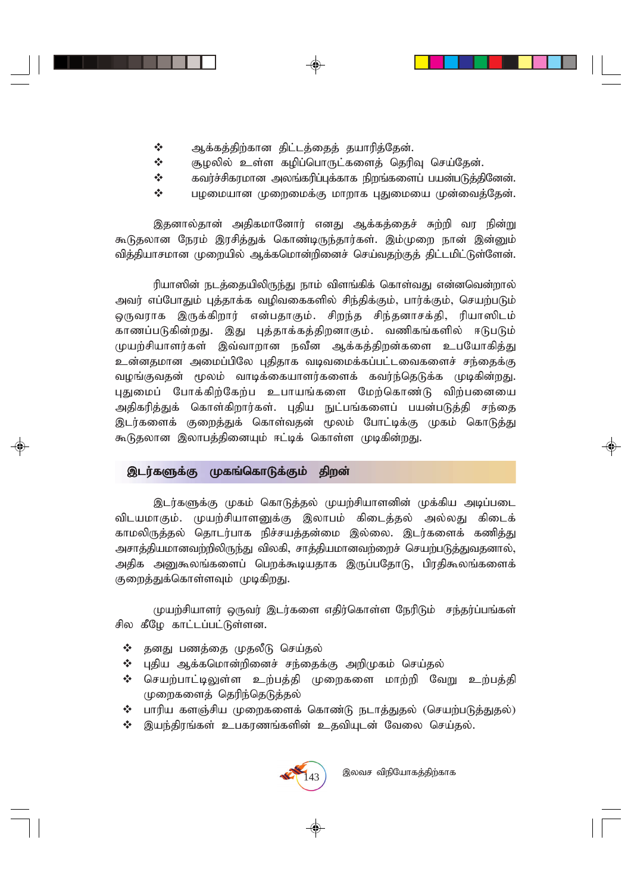- ஆக்கத்திற்கான திட்டத்தைத் தயாரித்தேன்.
- சூழலில் உள்ள கழிப்பொருட்களைத் தெரிவு செய்தேன்.
- கவர்ச்சிகரமான அலங்கரிப்புக்காக நிறங்களைப் பயன்படுத்தினேன்.
- பழமையான முறைமைக்கு மாறாக புதுமையை முன்வைத்தேன்.

இதனால்தான் அதிகமானோர் எனது ஆக்கத்தைச் சுற்றி வர நின்று கூடுதலான நேரம் இரசித்துக் கொண்டிருந்தார்கள். இம்முறை நான் இன்னும் வித்தியாசமான முறையில் ஆக்கமொன்றினைச் செய்வதற்குத் திட்டமிட்டுள்ளேன்.

ரியாஸின் நடத்தையிலிருந்து நாம் விளங்கிக் கொள்வது என்னவென்றால் அவர் எப்போதும் புத்தாக்க வழிவகைகளில் சிந்திக்கும், பார்க்கும், செயற்படும் ஒருவராக இருக்கிறார் என்பதாகும். சிறந்த சிந்தனாசக்தி, ரியாஸிடம் காணப்படுகின்றது. இது புத்தாக்கத்திறனாகும். வணிகங்களில் ஈடுபடும் முயற்சியாளர்கள் இவ்வாறான நவீன ஆக்கத்திறன்களை உபயோகித்து உன்னதமான அமைப்பிலே புதிதாக வடிவமைக்கப்பட்டவைகளைச் சந்தைக்கு வழங்குவதன் மூலம் வாடிக்கையாளர்களைக் கவர்ந்தெடுக்க முடிகின்றது. புதுமைப் போக்கிற்கேற்ப உபாயங்களை மேற்கொண்டு விற்பனையை அதிகரித்துக் கொள்கிறார்கள். புதிய நுட்பங்களைப் பயன்படுத்தி சந்தை இடர்களைக் குறைத்துக் கொள்வதன் மூலம் போட்டிக்கு முகம் கொடுத்து கூடுதலான இலாபத்தினையும் ஈட்டிக் கொள்ள முடிகின்றது.

## இடர்களுக்கு முகங்கொடுக்கும் திறன்

இடர்களுக்கு முகம் கொடுத்தல் முயற்சியாளனின் முக்கிய அடிப்படை விடயமாகும். முயற்சியாளனுக்கு இலாபம் கிடைத்தல் அல்லது கிடைக் காமலிருத்தல் தொடர்பாக நிச்சயத்தன்மை இல்லை. இடர்களைக் கணித்து அசாத்தியமானவற்றிலிருந்து விலகி, சாத்தியமானவற்றைச் செயற்படுத்துவதனால், அதிக அனுகூலங்களைப் பெறக்கூடியதாக இருப்பதோடு, பிரதிகூலங்களைக் குறைத்துக்கொள்ளவும் முடிகிறது.

முயற்சியாளர் ஒருவர் இடர்களை எதிர்கொள்ள நேரிடும் சந்தர்ப்பங்கள் சில கீழே காட்டப்பட்டுள்ளன.

- தனது பணத்தை முதலீடு செய்தல்
- புதிய ஆக்கமொன்றினைச் சந்தைக்கு அறிமுகம் செய்தல்
- செயற்பாட்டிலுள்ள உற்பத்தி முறைகளை மாற்றி வேறு உற்பத்தி முறைகளைத் தெரிந்தெடுத்தல்
- பாரிய களஞ்சிய முறைகளைக் கொண்டு நடாத்துதல் (செயற்படுத்துதல்)
- இயந்திரங்கள் உபகரணங்களின் உதவியுடன் வேலை செய்தல்.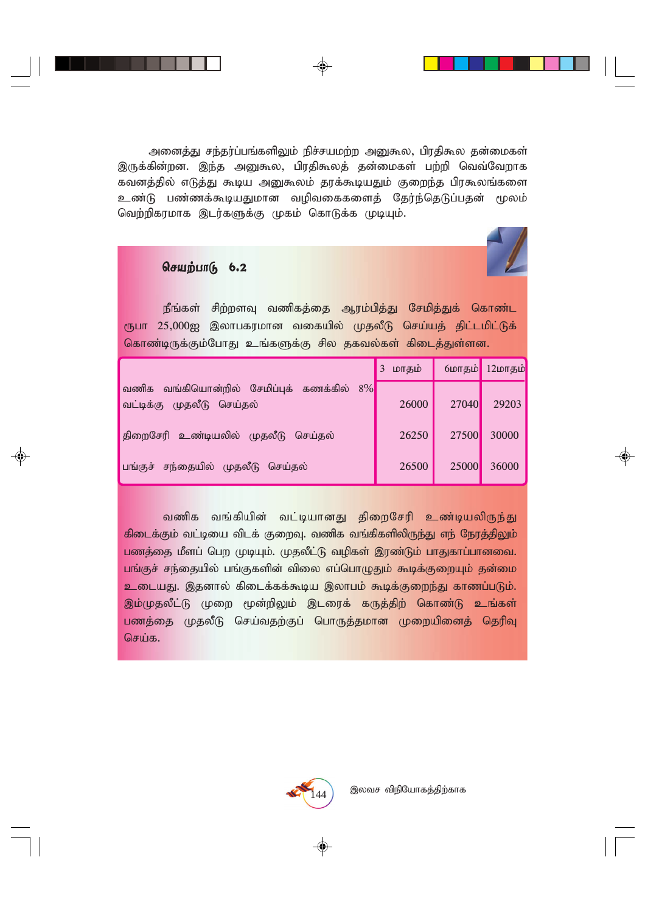அனைத்து சந்தர்ப்பங்களிலும் நிச்சயமற்ற அனுகூல, பிரதிகூல தன்மைகள் இருக்கின்றன. இந்த அனுகூல, பிரதிகூலத் தன்மைகள் பற்றி வெவ்வேறாக கவனத்தில் எடுத்து கூடிய அனுகூலம் தரக்கூடியதும் குறைந்த பிரகூலங்களை உண்டு பண்ணக்கூடியதுமான வழிவகைகளைத் தேர்ந்தெடுப்பதன் மூலம் வெற்றிகரமாக இடர்களுக்கு முகம் கொடுக்க முடியும்.

### செயற்பாடு 6.2

நீங்கள் சிற்றளவு வணிகத்தை ஆரம்பித்து சேமித்துக் கொண்ட ரூபா 25,000ஐ இலாபகரமான வகையில் முதலீடு செய்யத் திட்டமிட்டுக் கொண்டிருக்கும்போது உங்களுக்கு சில தகவல்கள் கிடைத்துள்ளன.

| | 3 மாதம் | 6மாதம் | 12மாதம் |
|---|---|---|---|
| வணிக வங்கியொன்றில் சேமிப்புக் கணக்கில் 8% வட்டிக்கு முதலீடு செய்தல் | 26000 | 27040 | 29203 |
| திறைசேரி உண்டியலில் முதலீடு செய்தல் | 26250 | 27500 | 30000 |
| பங்குச் சந்தையில் முதலீடு செய்தல் | 26500 | 25000 | 36000 |

வணிக வங்கியின் வட்டியானது திறைசேரி உண்டியலிருந்து கிடைக்கும் வட்டியை விடக் குறைவு. வணிக வங்கிகளிலிருந்து எந் நேரத்திலும் பணத்தை மீளப் பெற முடியும். முதலீட்டு வழிகள் இரண்டும் பாதுகாப்பானவை. பங்குச் சந்தையில் பங்குகளின் விலை எப்பொழுதும் கூடிக்குறையும் தன்மை உடையது. இதனால் கிடைக்கக்கூடிய இலாபம் கூடிக்குறைந்து காணப்படும். இம்முதலீட்டு முறை மூன்றிலும் இடரைக் கருத்திற் கொண்டு உங்கள் பணத்தை முதலீடு செய்வதற்குப் பொருத்தமான முறையினைத் தெரிவு செய்க.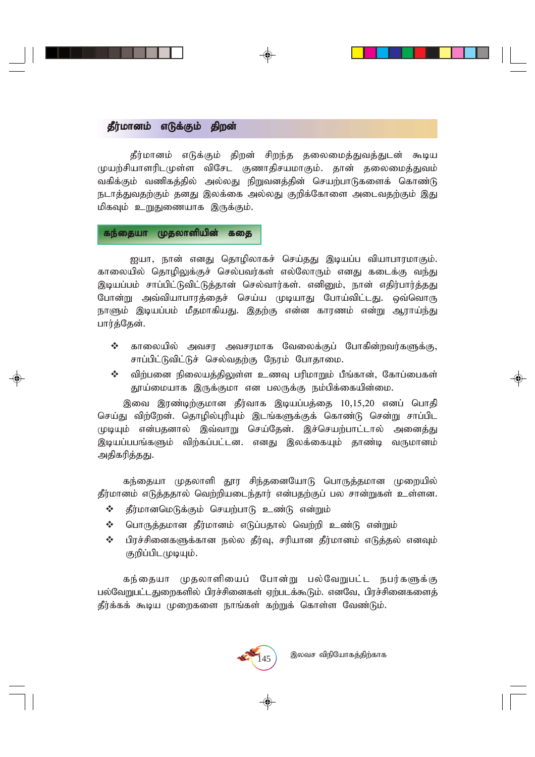## தீர்மானம் எடுக்கும் திறன்

தீர்மானம் எடுக்கும் திறன் சிறந்த தலைமைத்துவத்துடன் கூடிய முயற்சியாளரிடமுள்ள விசேட குணாதிசயமாகும். தான் தலைமைத்துவம் வகிக்கும் வணிகத்தில் அல்லது நிறுவனத்தின் செயற்பாடுகளைக் கொண்டு நடாத்துவதற்கும் தனது இலக்கை அல்லது குறிக்கோளை அடைவதற்கும் இது மிகவும் உறுதுணையாக இருக்கும்.

### கந்தையா முதலாளியின் கதை

ஐயா, நான் எனது தொழிலாகச் செய்தது இடியப்ப வியாபாரமாகும். காலையில் தொழிலுக்குச் செல்பவர்கள் எல்லோரும் எனது கடைக்கு வந்து இடியப்பம் சாப்பிட்டுவிட்டுத்தான் செல்வார்கள். எனினும், நான் எதிர்பார்த்தது போன்று அவ்வியாபாரத்தைச் செய்ய முடியாது போய்விட்டது. ஒவ்வொரு நாளும் இடியப்பம் மீதமாகியது. இதற்கு என்ன காரணம் என்று ஆராய்ந்து பார்த்தேன்.

- ❖ காலையில் அவசர அவசரமாக வேலைக்குப் போகின்றவர்களுக்கு, சாப்பிட்டுவிட்டுச் செல்வதற்கு நேரம் போதாமை.
- ❖ விற்பனை நிலையத்திலுள்ள உணவு பரிமாறும் பீங்கான், கோப்பைகள் தூய்மையாக இருக்குமா என பலருக்கு நம்பிக்கையின்மை.

இவை இரண்டிற்குமான தீர்வாக இடியப்பத்தை 10,15,20 எனப் பொதி செய்து விற்றேன். தொழில்புரியும் இடங்களுக்குக் கொண்டு சென்று சாப்பிட முடியும் என்பதனால் இவ்வாறு செய்தேன். இச்செயற்பாட்டால் அனைத்து இடியப்பபங்களும் விற்கப்பட்டன. எனது இலக்கையும் தாண்டி வருமானம் அதிகரித்தது.

கந்தையா முதலாளி தூர சிந்தனையோடு பொருத்தமான முறையில் தீர்மானம் எடுத்ததால் வெற்றியடைந்தார் என்பதற்குப் பல சான்றுகள் உள்ளன.

- ❖ தீர்மானமெடுக்கும் செயற்பாடு உண்டு என்றும்
- ❖ பொருத்தமான தீர்மானம் எடுப்பதால் வெற்றி உண்டு என்றும்
- ❖ பிரச்சினைகளுக்கான நல்ல தீர்வு, சரியான தீர்மானம் எடுத்தல் எனவும் குறிப்பிடமுடியும்.

கந்தையா முதலாளியைப் போன்று பல்வேறுபட்ட நபர்களுக்கு பல்வேறுபட்டதுறைகளில் பிரச்சினைகள் ஏற்படக்கூடும். எனவே, பிரச்சினைகளைத் தீர்க்கக் கூடிய முறைகளை நாங்கள் கற்றுக் கொள்ள வேண்டும்.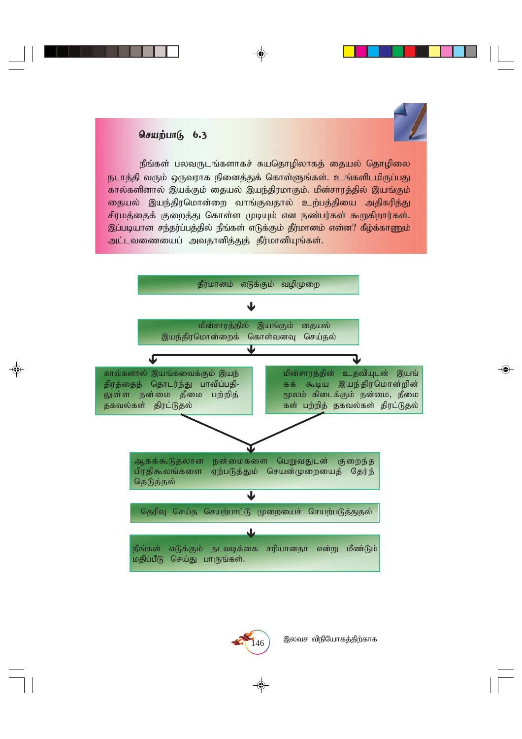## செயற்பாடு 6.3

நீங்கள் பலவருடங்களாகச் சுயதொழிலாகத் தையல் தொழிலை நடாத்தி வரும் ஒருவராக நினைத்துக் கொள்ளுங்கள். உங்களிடமிருப்பது கால்களினால் இயக்கும் தையல் இயந்திரமாகும். மின்சாரத்தில் இயங்கும் தையல் இயந்திரமொன்றை வாங்குவதால் உற்பத்தியை அதிகரித்து சிரமத்தைக் குறைத்து கொள்ள முடியும் என நண்பர்கள் கூறுகிறார்கள். இப்படியான சந்தர்ப்பத்தில் நீங்கள் எடுக்கும் தீர்மானம் என்ன? கீழ்க்காணும் அட்டவணையைப் அவதானித்துத் தீர்மானியுங்கள்.

தீர்மானம் எடுக்கும் வழிமுறை

↓

மின்சாரத்தில் இயங்கும் தையல் இயந்திரமொன்றைக் கொள்வனவு செய்தல்

↓

- கால்களால் இயங்கவைக்கும் இயந்திரத்தைத் தொடர்ந்து பாவிப்பதிலுள்ள நன்மை தீமை பற்றித் தகவல்கள் திரட்டுதல்
- மின்சாரத்தின் உதவியுடன் இயங்கக் கூடிய இயந்திரமொன்றின் மூலம் கிடைக்கும் நன்மை, தீமைகள் பற்றித் தகவல்கள் திரட்டுதல்

↓

ஆகக்கூடுதலான நன்மைகளை பெறுவதுடன் குறைந்த பிரதிகூலங்களை ஏற்படுத்தும் செயன்முறையைத் தேர்ந் தெடுத்தல்

↓

தெரிவு செய்த செயற்பாட்டு முறையைச் செயற்படுத்துதல்

↓

நீங்கள் எடுக்கும் நடவடிக்கை சரியானதா என்று மீண்டும் மதிப்பீடு செய்து பாருங்கள்.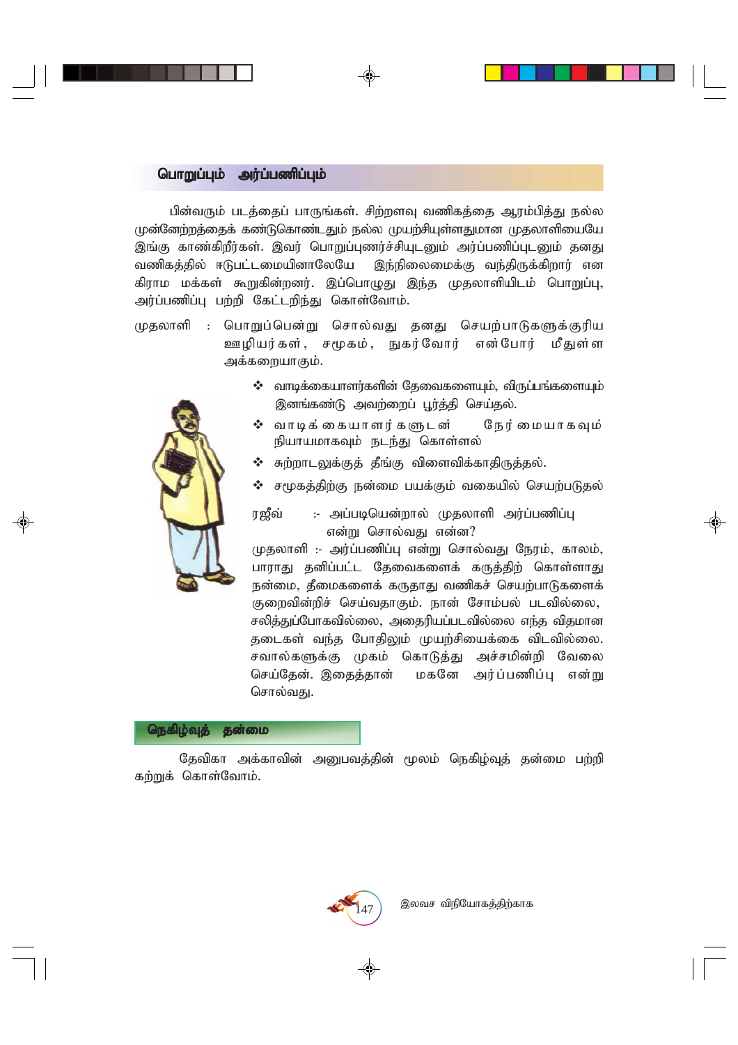## பொறுப்பும் அர்ப்பணிப்பும்

பின்வரும் படத்தைப் பாருங்கள். சிற்றளவு வணிகத்தை ஆரம்பித்து நல்ல முன்னேற்றத்தைக் கண்டுகொண்டதும் நல்ல முயற்சியுள்ளதுமான முதலாளியையே இங்கு காண்கிறீர்கள். இவர் பொறுப்புணர்ச்சியுடனும் அர்ப்பணிப்புடனும் தனது வணிகத்தில் ஈடுபட்டமையினாலேயே இந்நிலைமைக்கு வந்திருக்கிறார் என கிராம மக்கள் கூறுகின்றனர். இப்பொழுது இந்த முதலாளியிடம் பொறுப்பு, அர்ப்பணிப்பு பற்றி கேட்டறிந்து கொள்வோம்.

முதலாளி : பொறுப்பென்று சொல்வது தனது செயற்பாடுகளுக்குரிய ஊழியர்கள், சமூகம், நுகர்வோர் என்போர் மீதுள்ள அக்கறையாகும்.

- ❖ வாடிக்கையாளர்களின் தேவைகளையும், விருப்பங்களையும் இனங்கண்டு அவற்றைப் பூர்த்தி செய்தல்.
- ❖ வாடிக்கையாளர்களுடன் நேர்மையாகவும் நியாயமாகவும் நடந்து கொள்ளல்
- ❖ சுற்றாடலுக்குத் தீங்கு விளைவிக்காதிருத்தல்.
- ❖ சமூகத்திற்கு நன்மை பயக்கும் வகையில் செயற்படுதல்

ரஜீவ் :- அப்படியென்றால் முதலாளி அர்ப்பணிப்பு என்று சொல்வது என்ன?

முதலாளி :- அர்ப்பணிப்பு என்று சொல்வது நேரம், காலம், பாராது தனிப்பட்ட தேவைகளைக் கருத்திற் கொள்ளாது நன்மை, தீமைகளைக் கருதாது வணிகச் செயற்பாடுகளைக் குறைவின்றிச் செய்வதாகும். நான் சோம்பல் படவில்லை, சலித்துப்போகவில்லை, அதைரியப்படவில்லை எந்த விதமான தடைகள் வந்த போதிலும் முயற்சியைக்கை விடவில்லை. சவால்களுக்கு முகம் கொடுத்து அச்சமின்றி வேலை செய்தேன். இதைத்தான் மகனே அர்ப்பணிப்பு என்று சொல்வது.

## நெகிழ்வுத் தன்மை

தேவிகா அக்காவின் அனுபவத்தின் மூலம் நெகிழ்வுத் தன்மை பற்றி கற்றுக் கொள்வோம்.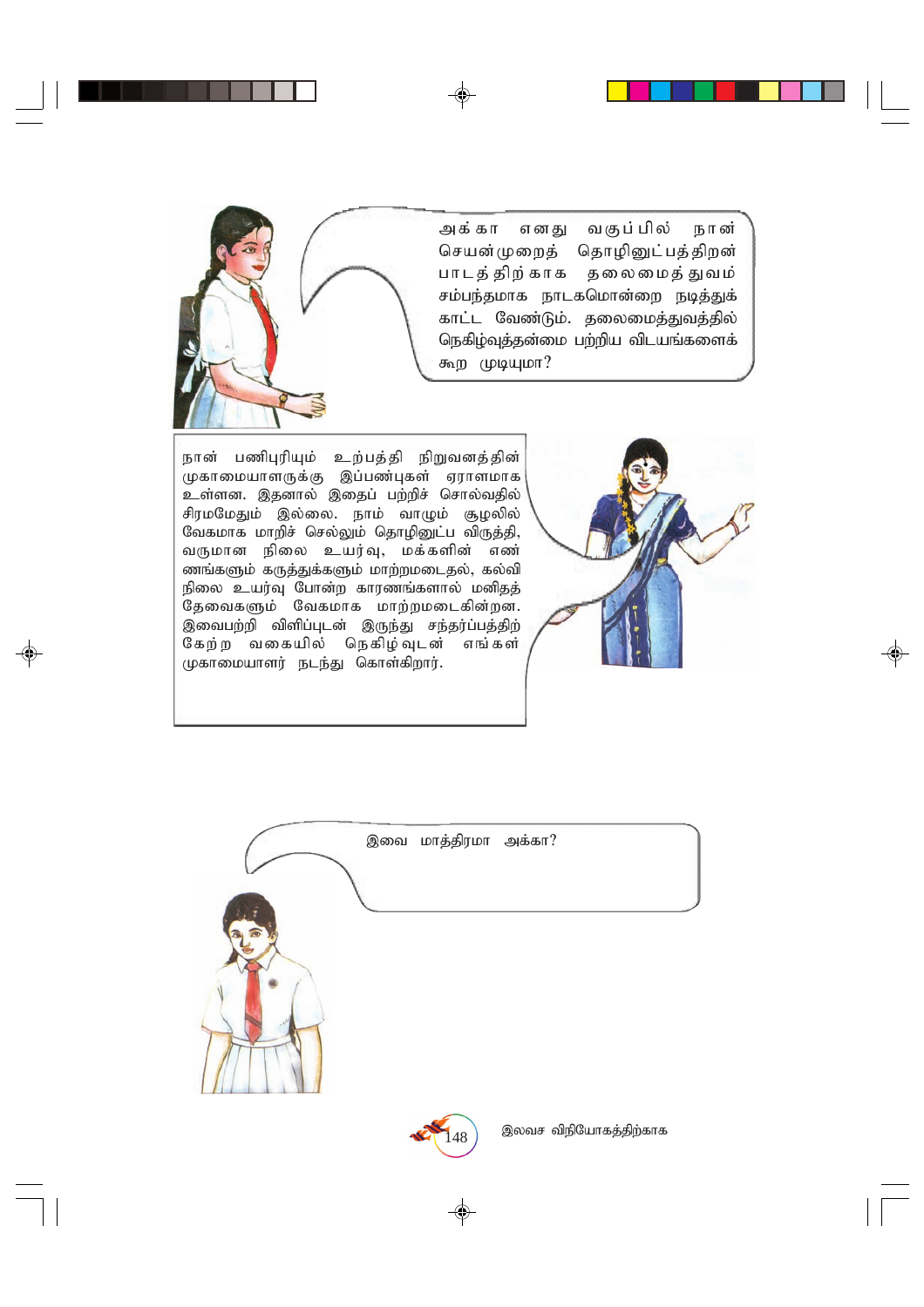அக்கா எனது வகுப்பில் நான் செயன்முறைத் தொழினுட்பத்திறன் பாடத்திற்காக தலைமைத்துவம் சம்பந்தமாக நாடகமொன்றை நடித்துக் காட்ட வேண்டும். தலைமைத்துவத்தில் நெகிழ்வுத்தன்மை பற்றிய விடயங்களைக் கூற முடியுமா?

நான் பணிபுரியும் உற்பத்தி நிறுவனத்தின் முகாமையாளருக்கு இப்பண்புகள் ஏராளமாக உள்ளன. இதனால் இதைப் பற்றிச் சொல்வதில் சிரமமேதும் இல்லை. நாம் வாழும் சூழலில் வேகமாக மாறிச் செல்லும் தொழினுட்ப விருத்தி, வருமான நிலை உயர்வு, மக்களின் எண்ணங்களும் கருத்துக்களும் மாற்றமடைதல், கல்வி நிலை உயர்வு போன்ற காரணங்களால் மனிதத் தேவைகளும் வேகமாக மாற்றமடைகின்றன. இவைபற்றி விளிப்புடன் இருந்து சந்தர்ப்பத்திற்கேற்ற வகையில் நெகிழ்வுடன் எங்கள் முகாமையாளர் நடந்து கொள்கிறார்.

இவை மாத்திரமா அக்கா?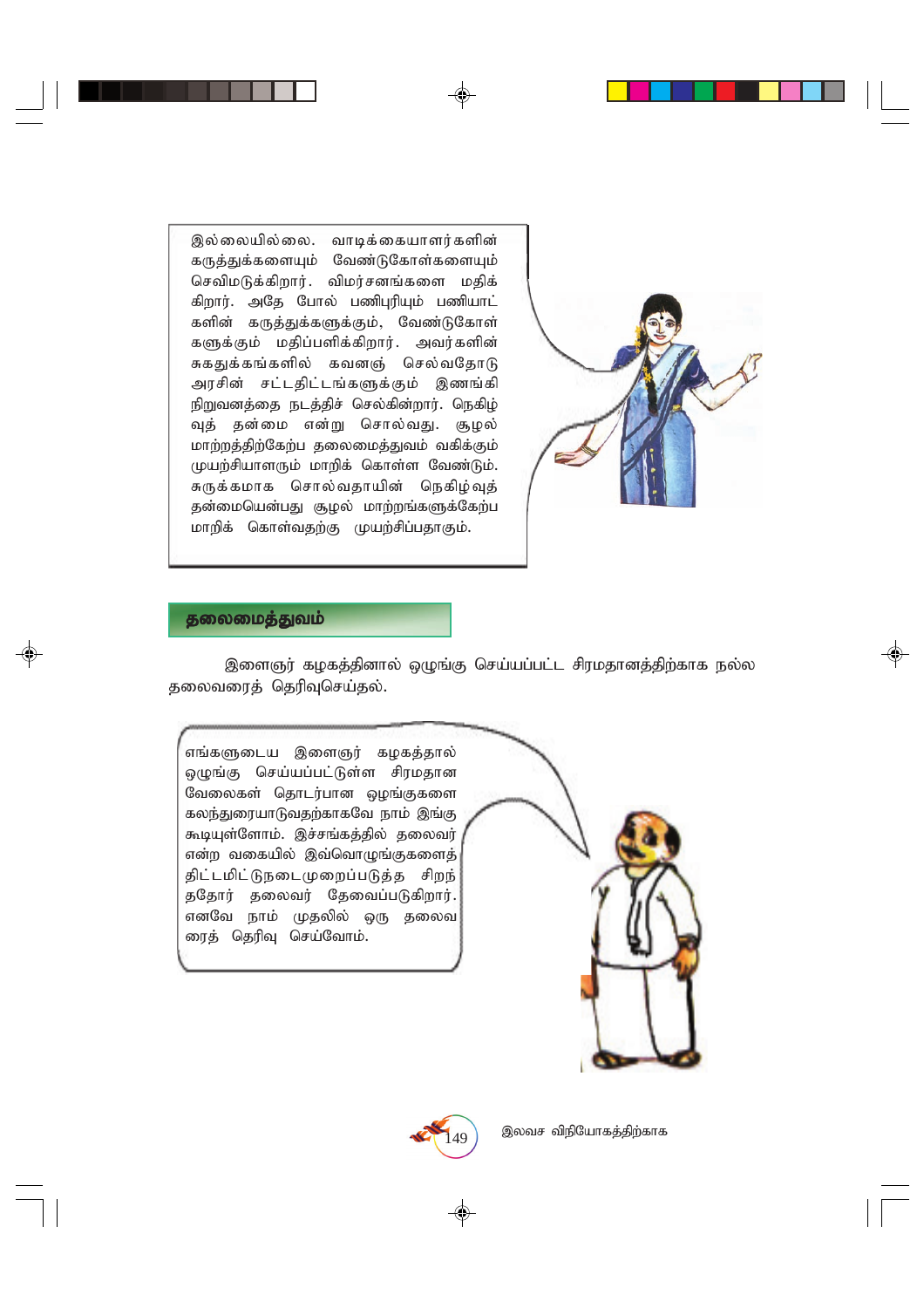இல்லையில்லை. வாடிக்கையாளர்களின் கருத்துக்களையும் வேண்டுகோள்களையும் செவிமடுக்கிறார். விமர்சனங்களை மதிக்கிறார். அதே போல் பணிபுரியும் பணியாட்களின் கருத்துக்களுக்கும், வேண்டுகோள்களுக்கும் மதிப்பளிக்கிறார். அவர்களின் சுகதுக்கங்களில் கவனஞ் செலுத்துவதோடு அரசின் சட்டதிட்டங்களுக்கும் இணங்கி நிறுவனத்தை நடத்திச் செல்கின்றார். நெகிழ்வுத் தன்மை என்று சொல்வது. சூழல் மாற்றத்திற்கேற்ப தலைமைத்துவம் வகிக்கும் முயற்சியாளரும் மாறிக் கொள்ள வேண்டும். சுருக்கமாக சொல்வதாயின் நெகிழ்வுத் தன்மையென்பது சூழல் மாற்றங்களுக்கேற்ப மாறிக் கொள்வதற்கு முயற்சிப்பதாகும்.

## தலைமைத்துவம்

இளைஞர் கழகத்தினால் ஒழுங்கு செய்யப்பட்ட சிரமதானத்திற்காக நல்ல தலைவரைத் தெரிவுசெய்தல்.

எங்களுடைய இளைஞர் கழகத்தால் ஒழுங்கு செய்யப்பட்டுள்ள சிரமதான வேலைகள் தொடர்பான ஒழுங்குகளை கலந்துரையாடுவதற்காகவே நாம் இங்கு கூடியுள்ளோம். இச்சங்கத்தில் தலைவர் என்ற வகையில் இவ்வொழுங்குகளைத் திட்டமிட்டுநடைமுறைப்படுத்த சிறந்ததோர் தலைவர் தேவைப்படுகிறார். எனவே நாம் முதலில் ஒரு தலைவரைத் தெரிவு செய்வோம்.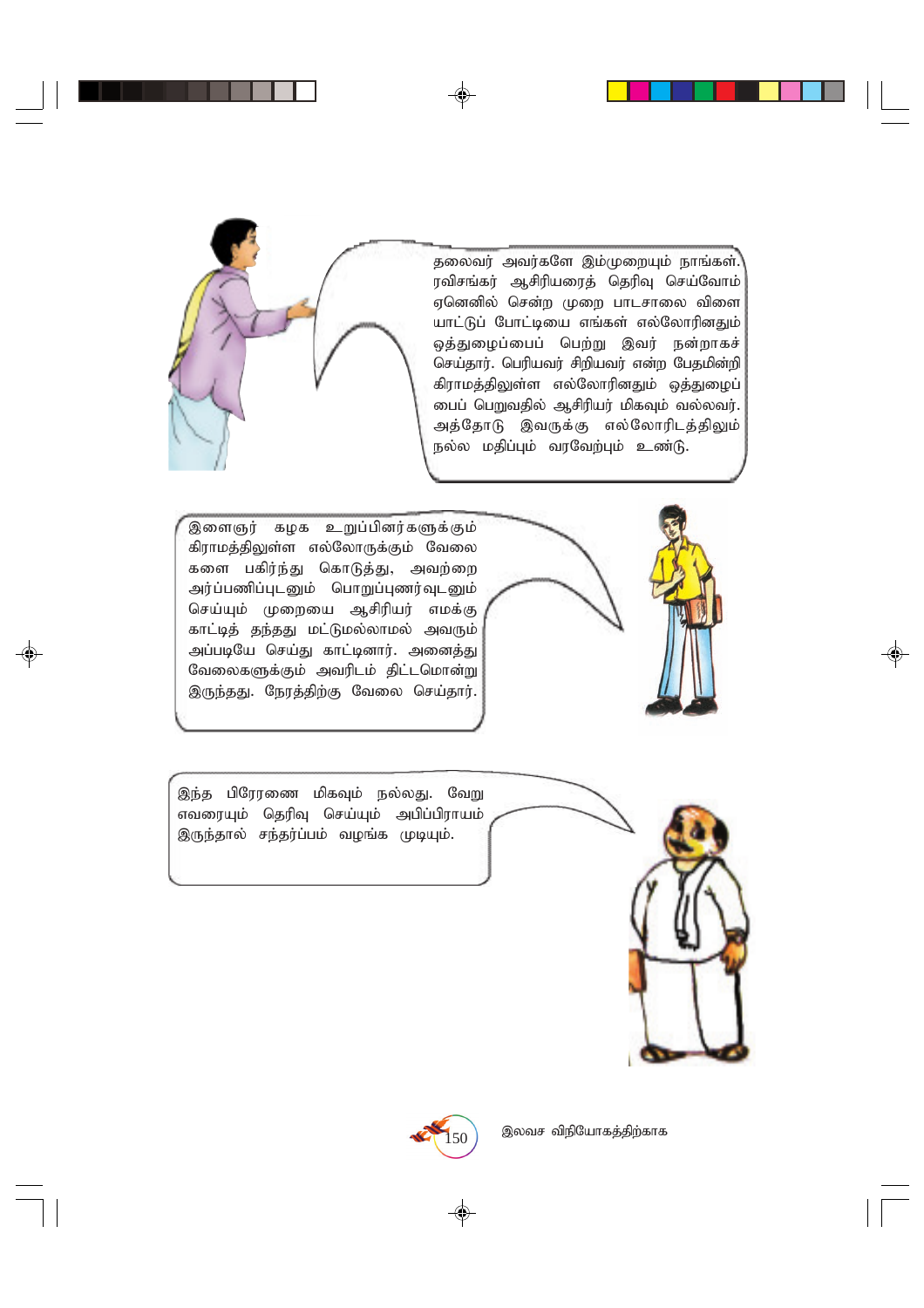தலைவர் அவர்களே இம்முறையும் நாங்கள். ரவிசங்கர் ஆசிரியரைத் தெரிவு செய்வோம் ஏனெனில் சென்ற முறை பாடசாலை விளையாட்டுப் போட்டியை எங்கள் எல்லோரினதும் ஒத்துழைப்பைப் பெற்று இவர் நன்றாகச் செய்தார். பெரியவர் சிறியவர் என்ற பேதமின்றி கிராமத்திலுள்ள எல்லோரினதும் ஒத்துழைப்பைப் பெறுவதில் ஆசிரியர் மிகவும் வல்லவர். அத்தோடு இவருக்கு எல்லோரிடத்திலும் நல்ல மதிப்பும் வரவேற்பும் உண்டு.

இளைஞர் கழக உறுப்பினர்களுக்கும் கிராமத்திலுள்ள எல்லோருக்கும் வேலைகளை பகிர்ந்து கொடுத்து, அவற்றை அர்ப்பணிப்புடனும் பொறுப்புணர்வுடனும் செய்யும் முறையை ஆசிரியர் எமக்கு காட்டித் தந்தது மட்டுமல்லாமல் அவரும் அப்படியே செய்து காட்டினார். அனைத்து வேலைகளுக்கும் அவரிடம் திட்டமொன்று இருந்தது. நேரத்திற்கு வேலை செய்தார்.

இந்த பிரேரணை மிகவும் நல்லது. வேறு எவரையும் தெரிவு செய்யும் அபிப்பிராயம் இருந்தால் சந்தர்ப்பம் வழங்க முடியும்.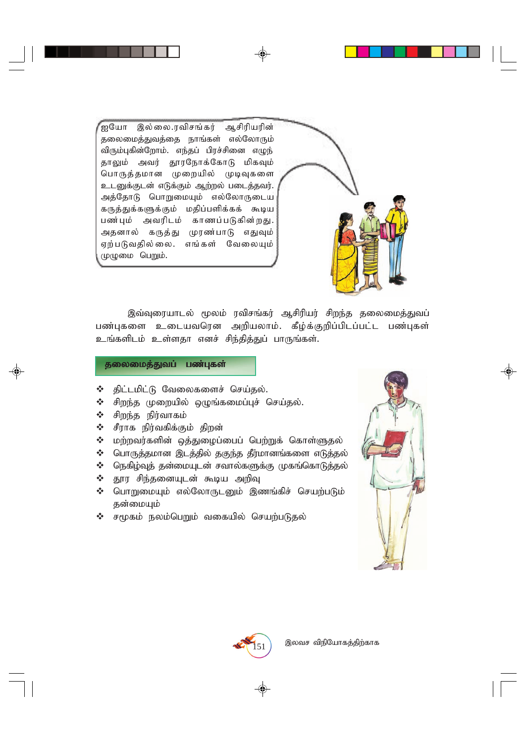ஐயோ இல்லை.ரவிசங்கர் ஆசிரியரின் தலைமைத்துவத்தை நாங்கள் எல்லோரும் விரும்புகின்றோம். எந்தப் பிரச்சினை எழுந் தாலும் அவர் தூரநோக்கோடு மிகவும் பொருத்தமான முறையில் முடிவுகளை உடனுக்குடன் எடுக்கும் ஆற்றல் படைத்தவர். அத்தோடு பொறுமையும் எல்லோருடைய கருத்துக்களுக்கும் மதிப்பளிக்கக் கூடிய பண்பும் அவரிடம் காணப்படுகின்றது. அதனால் கருத்து முரண்பாடு எதுவும் ஏற்படுவதில்லை. எங்கள் வேலையும் முழுமை பெறும்.

இவ்வுரையாடல் மூலம் ரவிசங்கர் ஆசிரியர் சிறந்த தலைமைத்துவப் பண்புகளை உடையவரென அறியலாம். கீழ்க்குறிப்பிடப்பட்ட பண்புகள் உங்களிடம் உள்ளதா எனச் சிந்தித்துப் பாருங்கள்.

**தலைமைத்துவப் பண்புகள்**

- ❖ திட்டமிட்டு வேலைகளைச் செய்தல்.
- ❖ சிறந்த முறையில் ஒழுங்கமைப்புச் செய்தல்.
- ❖ சிறந்த நிர்வாகம்
- ❖ சீராக நிர்வகிக்கும் திறன்
- ❖ மற்றவர்களின் ஒத்துழைப்பைப் பெற்றுக் கொள்ளுதல்
- ❖ பொருத்தமான இடத்தில் தகுந்த தீர்மானங்களை எடுத்தல்
- ❖ நெகிழ்வுத் தன்மையுடன் சவால்களுக்கு முகங்கொடுத்தல்
- ❖ தூர சிந்தனையுடன் கூடிய அறிவு
- ❖ பொறுமையும் எல்லோருடனும் இணங்கிச் செயற்படும் தன்மையும்
- ❖ சமூகம் நலம்பெறும் வகையில் செயற்படுதல்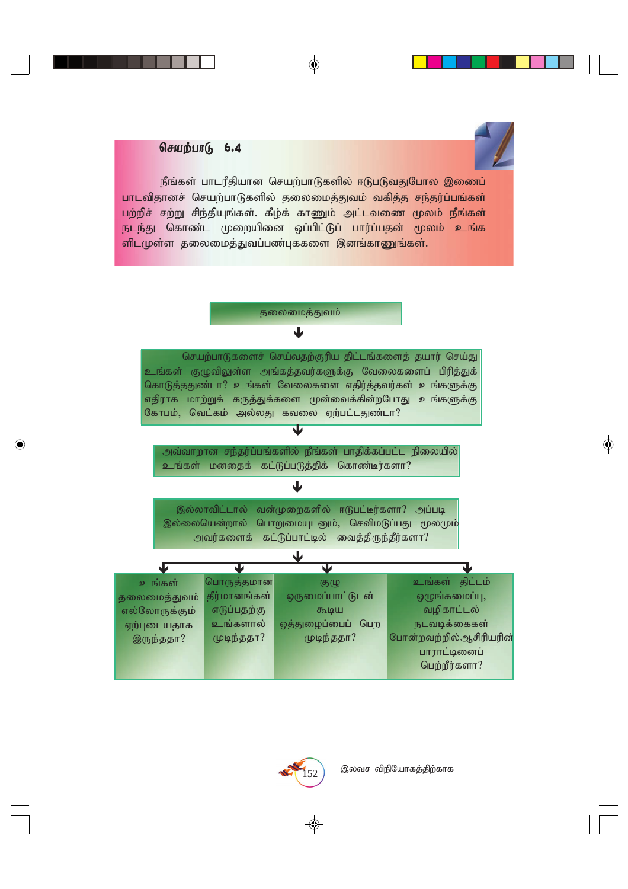## செயற்பாடு 6.4

நீங்கள் பாடரீதியான செயற்பாடுகளில் ஈடுபடுவதுபோல இணைப் பாடவிதானச் செயற்பாடுகளில் தலைமைத்துவம் வகித்த சந்தர்ப்பங்கள் பற்றிச் சற்று சிந்தியுங்கள். கீழ்க் காணும் அட்டவணை மூலம் நீங்கள் நடந்து கொண்ட முறையினை ஒப்பிட்டுப் பார்ப்பதன் மூலம் உங்க ளிடமுள்ள தலைமைத்துவப்பண்புககளை இனங்காணுங்கள்.

தலைமைத்துவம்

↓

செயற்பாடுகளைச் செய்வதற்குரிய திட்டங்களைத் தயார் செய்து உங்கள் குழுவிலுள்ள அங்கத்தவர்களுக்கு வேலைகளைப் பிரித்துக் கொடுத்ததுண்டா? உங்கள் வேலைகளை எதிர்த்தவர்கள் உங்களுக்கு எதிராக மாற்றுக் கருத்துக்களை முன்வைக்கின்றபோது உங்களுக்கு கோபம், வெட்கம் அல்லது கவலை ஏற்பட்டதுண்டா?

↓

அவ்வாறான சந்தர்ப்பங்களில் நீங்கள் பாதிக்கப்பட்ட நிலையில் உங்கள் மனதைக் கட்டுப்படுத்திக் கொண்டீர்களா?

↓

இல்லாவிட்டால் வன்முறைகளில் ஈடுபட்டீர்களா? அப்படி இல்லையென்றால் பொறுமையுடனும், செவிமடுப்பது மூலமும் அவர்களைக் கட்டுப்பாட்டில் வைத்திருந்தீர்களா?

↓

| உங்கள் தலைமைத்துவம் எல்லோருக்கும் ஏற்புடையதாக இருந்ததா? | பொருத்தமான தீர்மானங்கள் எடுப்பதற்கு உங்களால் முடிந்ததா? | குழு ஒருமைப்பாட்டுடன் கூடிய ஒத்துழைப்பைப் பெற முடிந்ததா? | உங்கள் திட்டம் ஒழுங்கமைப்பு, வழிகாட்டல் நடவடிக்கைகள் போன்றவற்றில்ஆசிரியரின் பாராட்டினைப் பெற்றீர்களா? |
|---|---|---|---|

இலவச விநியோகத்திற்காக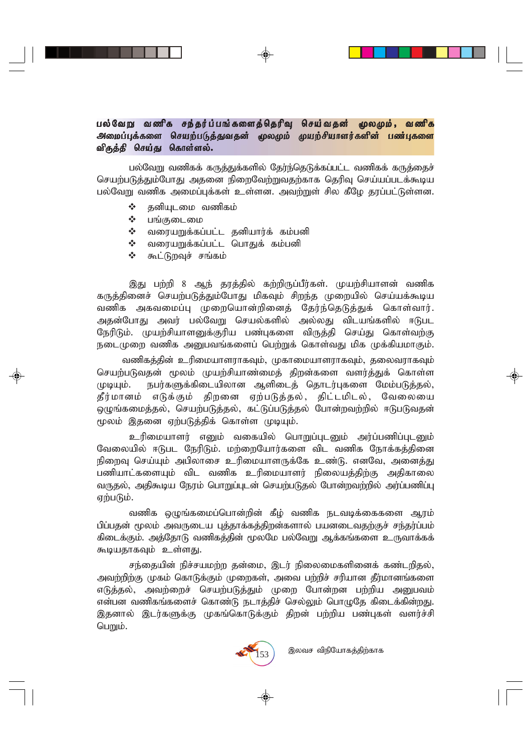**பல்வேறு வணிக சந்தர்ப்பங்களைத்தெரிவு செய்வதன் மூலமும், வணிக அமைப்புக்களை செயற்படுத்துவதன் மூலமும் முயற்சியாளர்களின் பண்புகளை விருத்தி செய்து கொள்ளல்.**

பல்வேறு வணிகக் கருத்துக்களில் தேர்ந்தெடுக்கப்பட்ட வணிகக் கருத்தைச் செயற்படுத்தும்போது அதனை நிறைவேற்றுவதற்காக தெரிவு செய்யப்படக்கூடிய பல்வேறு வணிக அமைப்புக்கள் உள்ளன. அவற்றுள் சில கீழே தரப்பட்டுள்ளன.

- தனியுடமை வணிகம்
- பங்குடைமை
- வரையறுக்கப்பட்ட தனியார்க் கம்பனி
- வரையறுக்கப்பட்ட பொதுக் கம்பனி
- கூட்டுறவுச் சங்கம்

இது பற்றி 8 ஆந் தரத்தில் கற்றிருப்பீர்கள். முயற்சியாளன் வணிக கருத்தினைச் செயற்படுத்தும்போது மிகவும் சிறந்த முறையில் செய்யக்கூடிய வணிக அகவமைப்பு முறையொன்றினைத் தேர்ந்தெடுத்துக் கொள்வார். அதன்போது அவர் பல்வேறு செயல்களில் அல்லது விடயங்களில் ஈடுபட நேரிடும். முயற்சியாளனுக்குரிய பண்புகளை விருத்தி செய்து கொள்வற்கு நடைமுறை வணிக அனுபவங்களைப் பெற்றுக் கொள்வது மிக முக்கியமாகும்.

வணிகத்தின் உரிமையாளராகவும், முகாமையாளராகவும், தலைவராகவும் செயற்படுவதன் மூலம் முயற்சியாண்மைத் திறன்களை வளர்த்துக் கொள்ள முடியும். நபர்களுக்கிடையிலான ஆளிடைத் தொடர்புகளை மேம்படுத்தல், தீர்மானம் எடுக்கும் திறனை ஏற்படுத்தல், திட்டமிடல், வேலையை ஒழுங்கமைத்தல், செயற்படுத்தல், கட்டுப்படுத்தல் போன்றவற்றில் ஈடுபடுவதன் மூலம் இதனை ஏற்படுத்திக் கொள்ள முடியும்.

உரிமையாளர் எனும் வகையில் பொறுப்புடனும் அர்ப்பணிப்புடனும் வேலையில் ஈடுபட நேரிடும். மற்றையோர்களை விட வணிக நோக்கத்தினை நிறைவு செய்யும் அபிலாசை உரிமையாளருக்கே உண்டு. எனவே, அனைத்து பணியாட்களையும் விட வணிக உரிமையாளர் நிலையத்திற்கு அதிகாலை வருதல், அதிகூடிய நேரம் பொறுப்புடன் செயற்படுதல் போன்றவற்றில் அர்ப்பணிப்பு ஏற்படும்.

வணிக ஒழுங்கமைப்பொன்றின் கீழ் வணிக நடவடிக்கைகளை ஆரம்பிப்பதன் மூலம் அவருடைய புத்தாக்கத்திறன்களால் பயனடைவதற்குச் சந்தர்ப்பம் கிடைக்கும். அத்தோடு வணிகத்தின் மூலமே பல்வேறு ஆக்கங்களை உருவாக்கக் கூடியதாகவும் உள்ளது.

சந்தையின் நிச்சயமற்ற தன்மை, இடர் நிலைமைகளினைக் கண்டறிதல், அவற்றிற்கு முகம் கொடுக்கும் முறைகள், அவை பற்றிச் சரியான தீர்மானங்களை எடுத்தல், அவற்றைச் செயற்படுத்தும் முறை போன்றன பற்றிய அனுபவம் என்பன வணிகங்களைச் கொண்டு நடாத்திச் செல்லும் பொழுதே கிடைக்கின்றது. இதனால் இடர்களுக்கு முகங்கொடுக்கும் திறன் பற்றிய பண்புகள் வளர்ச்சி பெறும்.